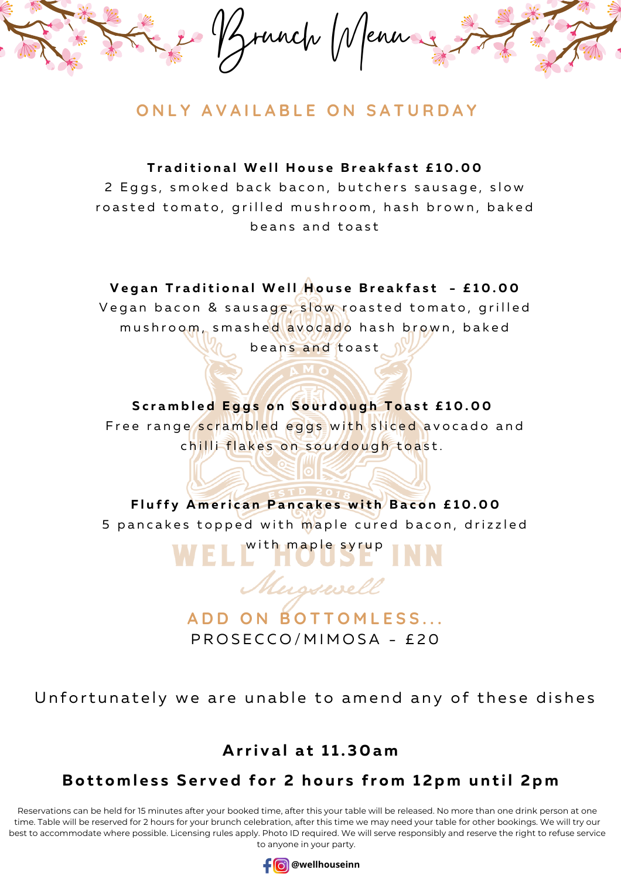# Brunch Menu

## ONLY AVAILABLE ON SATURDAY

**Traditional Well House Breakfast £10.00**
2 Eggs, smoked back bacon, butchers sausage, slow roasted tomato, grilled mushroom, hash brown, baked beans and toast

**Vegan Traditional Well House Breakfast – £10.00**
Vegan bacon & sausage, slow roasted tomato, grilled mushroom, smashed avocado hash brown, baked beans and toast

**Scrambled Eggs on Sourdough Toast £10.00**
Free range scrambled eggs with sliced avocado and chilli flakes on sourdough toast.

**Fluffy American Pancakes with Bacon £10.00**
5 pancakes topped with maple cured bacon, drizzled with maple syrup

## ADD ON BOTTOMLESS...

PROSECCO/MIMOSA – £20

Unfortunately we are unable to amend any of these dishes

**Arrival at 11.30am**

**Bottomless Served for 2 hours from 12pm until 2pm**

Reservations can be held for 15 minutes after your booked time, after this your table will be released. No more than one drink person at one time. Table will be reserved for 2 hours for your brunch celebration, after this time we may need your table for other bookings. We will try our best to accommodate where possible. Licensing rules apply. Photo ID required. We will serve responsibly and reserve the right to refuse service to anyone in your party.

@wellhouseinn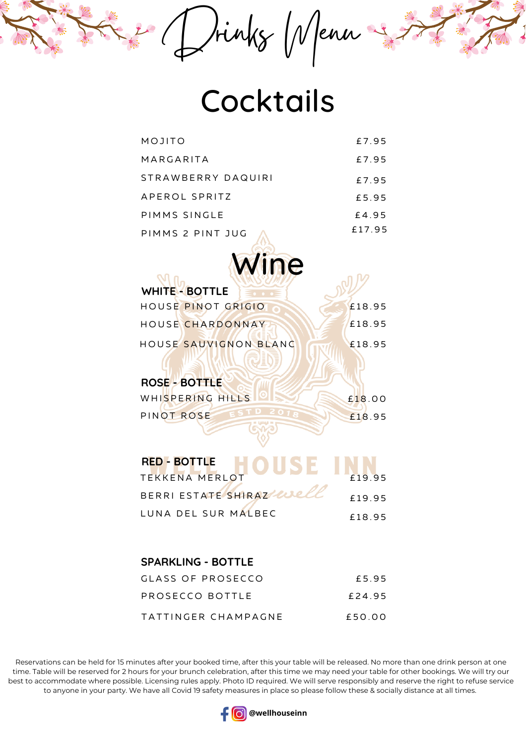# Drinks Menu

## Cocktails

| | |
|---|---|
| MOJITO | £7.95 |
| MARGARITA | £7.95 |
| STRAWBERRY DAQUIRI | £7.95 |
| APEROL SPRITZ | £5.95 |
| PIMMS SINGLE | £4.95 |
| PIMMS 2 PINT JUG | £17.95 |

## Wine

**WHITE - BOTTLE**

| | |
|---|---|
| HOUSE PINOT GRIGIO | £18.95 |
| HOUSE CHARDONNAY | £18.95 |
| HOUSE SAUVIGNON BLANC | £18.95 |

**ROSE - BOTTLE**

| | |
|---|---|
| WHISPERING HILLS | £18.00 |
| PINOT ROSE | £18.95 |

**RED - BOTTLE**

| | |
|---|---|
| TEKKENA MERLOT | £19.95 |
| BERRI ESTATE SHIRAZ | £19.95 |
| LUNA DEL SUR MALBEC | £18.95 |

**SPARKLING - BOTTLE**

| | |
|---|---|
| GLASS OF PROSECCO | £5.95 |
| PROSECCO BOTTLE | £24.95 |
| TATTINGER CHAMPAGNE | £50.00 |

Reservations can be held for 15 minutes after your booked time, after this your table will be released. No more than one drink person at one time. Table will be reserved for 2 hours for your brunch celebration, after this time we may need your table for other bookings. We will try our best to accommodate where possible. Licensing rules apply. Photo ID required. We will serve responsibly and reserve the right to refuse service to anyone in your party. We have all Covid 19 safety measures in place so please follow these & socially distance at all times.

@wellhouseinn